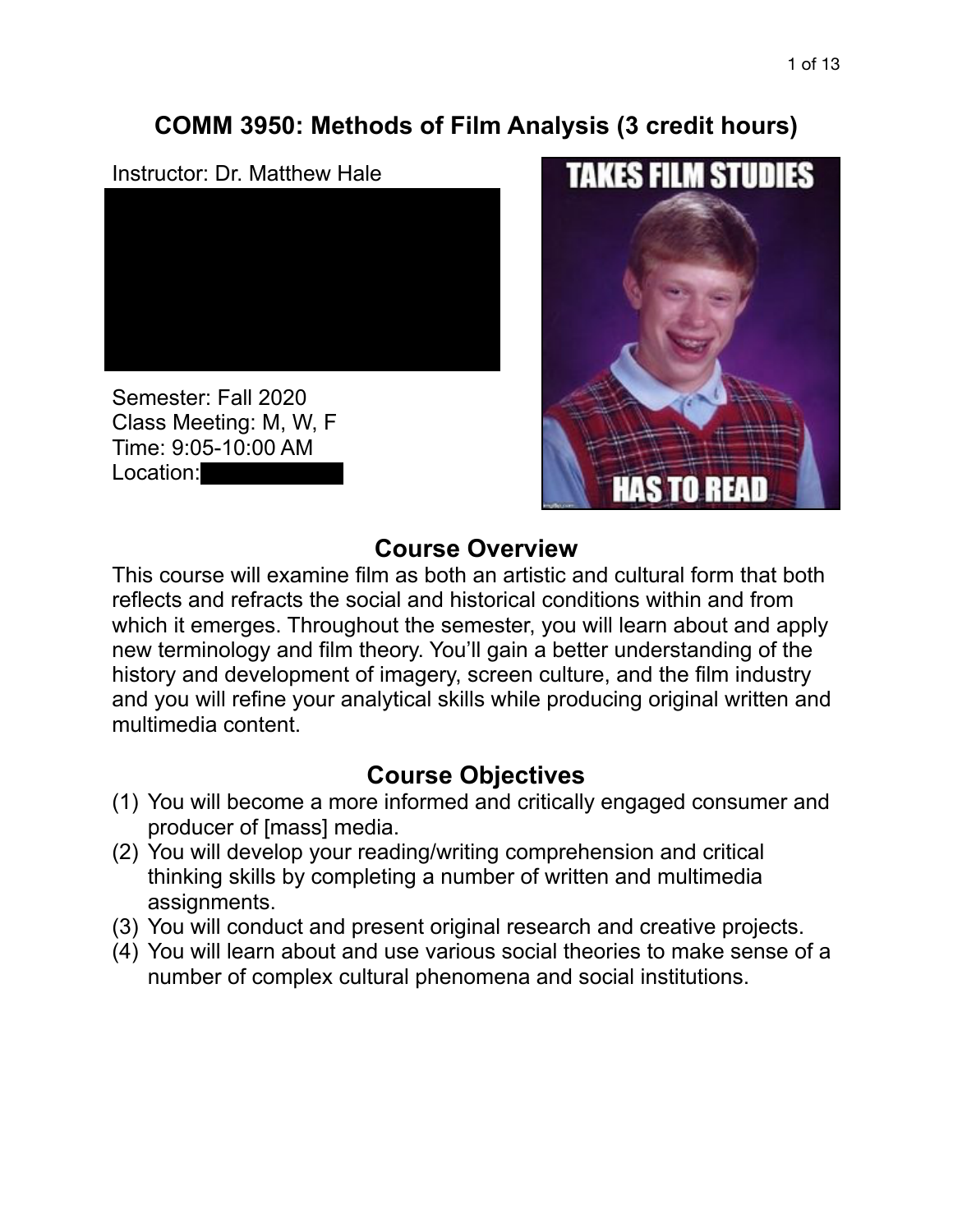# COMM 3950: Methods of Film Analysis (3 credit hours)

Instructor: Dr. Matthew Hale

Semester: Fall 2020
Class Meeting: M, W, F
Time: 9:05-10:00 AM
Location:

## Course Overview

This course will examine film as both an artistic and cultural form that both reflects and refracts the social and historical conditions within and from which it emerges. Throughout the semester, you will learn about and apply new terminology and film theory. You'll gain a better understanding of the history and development of imagery, screen culture, and the film industry and you will refine your analytical skills while producing original written and multimedia content.

## Course Objectives

(1) You will become a more informed and critically engaged consumer and producer of [mass] media.
(2) You will develop your reading/writing comprehension and critical thinking skills by completing a number of written and multimedia assignments.
(3) You will conduct and present original research and creative projects.
(4) You will learn about and use various social theories to make sense of a number of complex cultural phenomena and social institutions.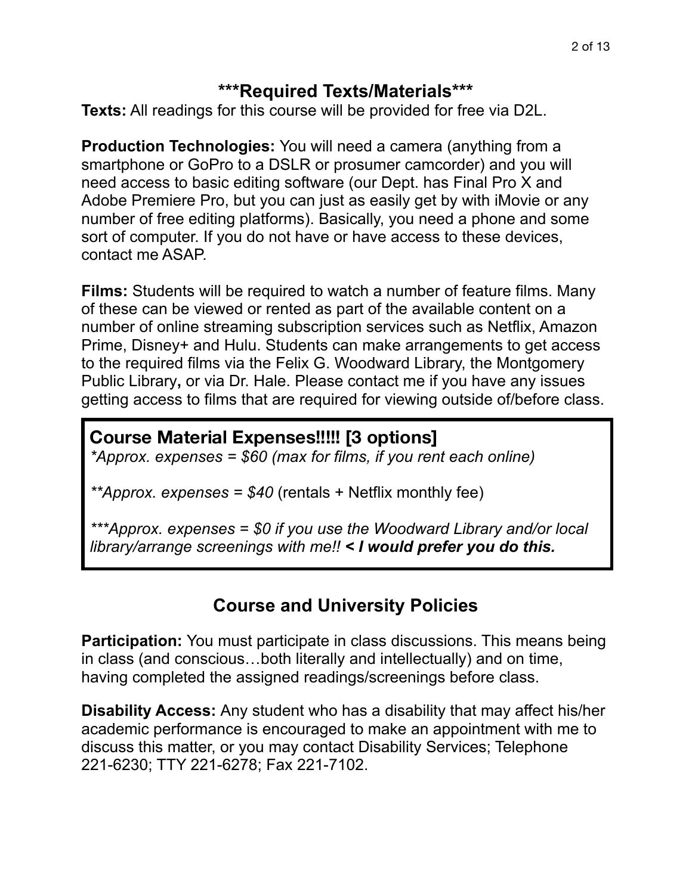## ***Required Texts/Materials***

**Texts:** All readings for this course will be provided for free via D2L.

**Production Technologies:** You will need a camera (anything from a smartphone or GoPro to a DSLR or prosumer camcorder) and you will need access to basic editing software (our Dept. has Final Pro X and Adobe Premiere Pro, but you can just as easily get by with iMovie or any number of free editing platforms). Basically, you need a phone and some sort of computer. If you do not have or have access to these devices, contact me ASAP.

**Films:** Students will be required to watch a number of feature films. Many of these can be viewed or rented as part of the available content on a number of online streaming subscription services such as Netflix, Amazon Prime, Disney+ and Hulu. Students can make arrangements to get access to the required films via the Felix G. Woodward Library, the Montgomery Public Library**,** or via Dr. Hale. Please contact me if you have any issues getting access to films that are required for viewing outside of/before class.

**Course Material Expenses!!!!! [3 options]**

*\*Approx. expenses = $60 (max for films, if you rent each online)*

*\*\*Approx. expenses = $40* (rentals + Netflix monthly fee)

*\*\*\*Approx. expenses = $0 if you use the Woodward Library and/or local library/arrange screenings with me!!* ***< I would prefer you do this.***

## Course and University Policies

**Participation:** You must participate in class discussions. This means being in class (and conscious…both literally and intellectually) and on time, having completed the assigned readings/screenings before class.

**Disability Access:** Any student who has a disability that may affect his/her academic performance is encouraged to make an appointment with me to discuss this matter, or you may contact Disability Services; Telephone 221-6230; TTY 221-6278; Fax 221-7102.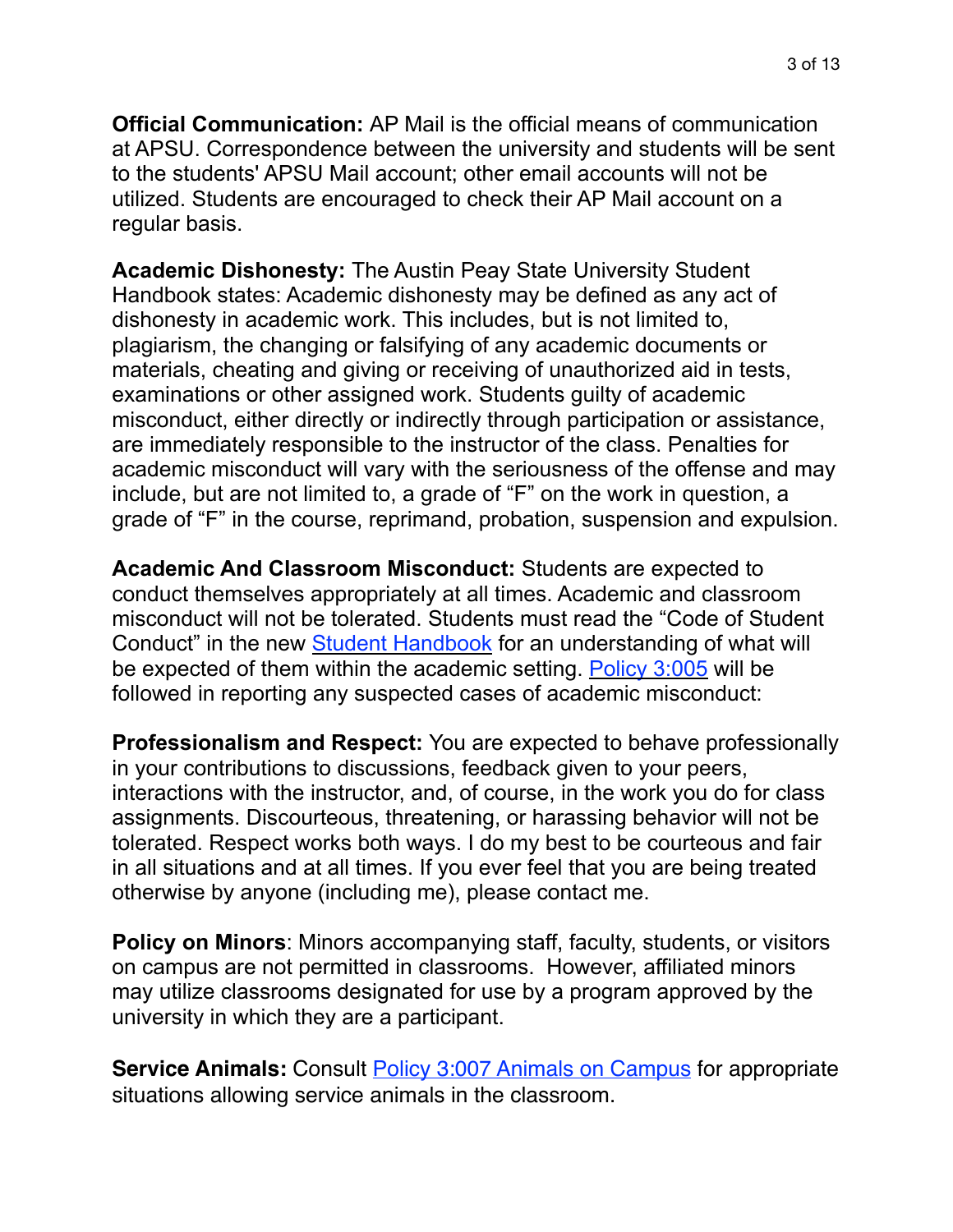**Official Communication:** AP Mail is the official means of communication at APSU. Correspondence between the university and students will be sent to the students' APSU Mail account; other email accounts will not be utilized. Students are encouraged to check their AP Mail account on a regular basis.

**Academic Dishonesty:** The Austin Peay State University Student Handbook states: Academic dishonesty may be defined as any act of dishonesty in academic work. This includes, but is not limited to, plagiarism, the changing or falsifying of any academic documents or materials, cheating and giving or receiving of unauthorized aid in tests, examinations or other assigned work. Students guilty of academic misconduct, either directly or indirectly through participation or assistance, are immediately responsible to the instructor of the class. Penalties for academic misconduct will vary with the seriousness of the offense and may include, but are not limited to, a grade of "F" on the work in question, a grade of "F" in the course, reprimand, probation, suspension and expulsion.

**Academic And Classroom Misconduct:** Students are expected to conduct themselves appropriately at all times. Academic and classroom misconduct will not be tolerated. Students must read the "Code of Student Conduct" in the new Student Handbook for an understanding of what will be expected of them within the academic setting. Policy 3:005 will be followed in reporting any suspected cases of academic misconduct:

**Professionalism and Respect:** You are expected to behave professionally in your contributions to discussions, feedback given to your peers, interactions with the instructor, and, of course, in the work you do for class assignments. Discourteous, threatening, or harassing behavior will not be tolerated. Respect works both ways. I do my best to be courteous and fair in all situations and at all times. If you ever feel that you are being treated otherwise by anyone (including me), please contact me.

**Policy on Minors**: Minors accompanying staff, faculty, students, or visitors on campus are not permitted in classrooms. However, affiliated minors may utilize classrooms designated for use by a program approved by the university in which they are a participant.

**Service Animals:** Consult Policy 3:007 Animals on Campus for appropriate situations allowing service animals in the classroom.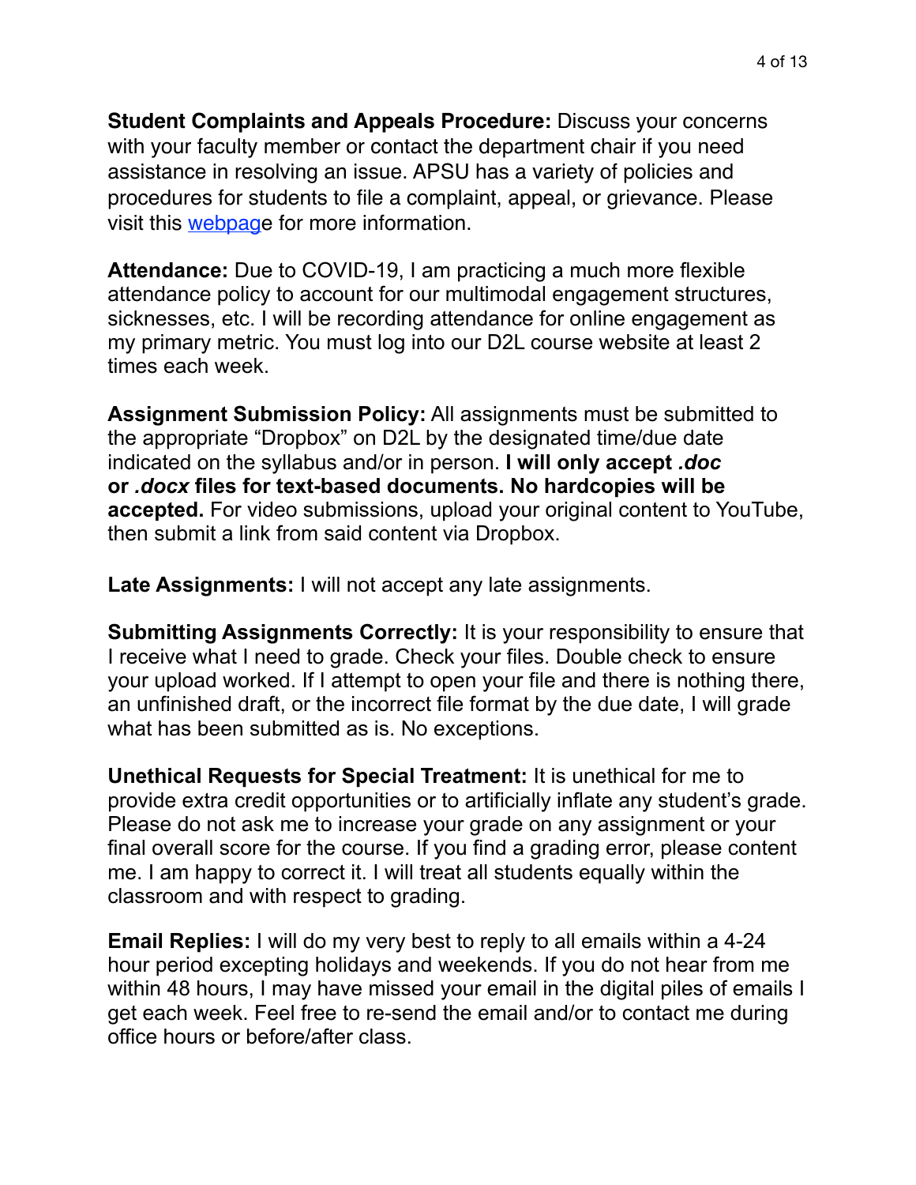**Student Complaints and Appeals Procedure:** Discuss your concerns with your faculty member or contact the department chair if you need assistance in resolving an issue. APSU has a variety of policies and procedures for students to file a complaint, appeal, or grievance. Please visit this webpage for more information.

**Attendance:** Due to COVID-19, I am practicing a much more flexible attendance policy to account for our multimodal engagement structures, sicknesses, etc. I will be recording attendance for online engagement as my primary metric. You must log into our D2L course website at least 2 times each week.

**Assignment Submission Policy:** All assignments must be submitted to the appropriate "Dropbox" on D2L by the designated time/due date indicated on the syllabus and/or in person. **I will only accept *.doc* or *.docx* files for text-based documents. No hardcopies will be accepted.** For video submissions, upload your original content to YouTube, then submit a link from said content via Dropbox.

**Late Assignments:** I will not accept any late assignments.

**Submitting Assignments Correctly:** It is your responsibility to ensure that I receive what I need to grade. Check your files. Double check to ensure your upload worked. If I attempt to open your file and there is nothing there, an unfinished draft, or the incorrect file format by the due date, I will grade what has been submitted as is. No exceptions.

**Unethical Requests for Special Treatment:** It is unethical for me to provide extra credit opportunities or to artificially inflate any student's grade. Please do not ask me to increase your grade on any assignment or your final overall score for the course. If you find a grading error, please content me. I am happy to correct it. I will treat all students equally within the classroom and with respect to grading.

**Email Replies:** I will do my very best to reply to all emails within a 4-24 hour period excepting holidays and weekends. If you do not hear from me within 48 hours, I may have missed your email in the digital piles of emails I get each week. Feel free to re-send the email and/or to contact me during office hours or before/after class.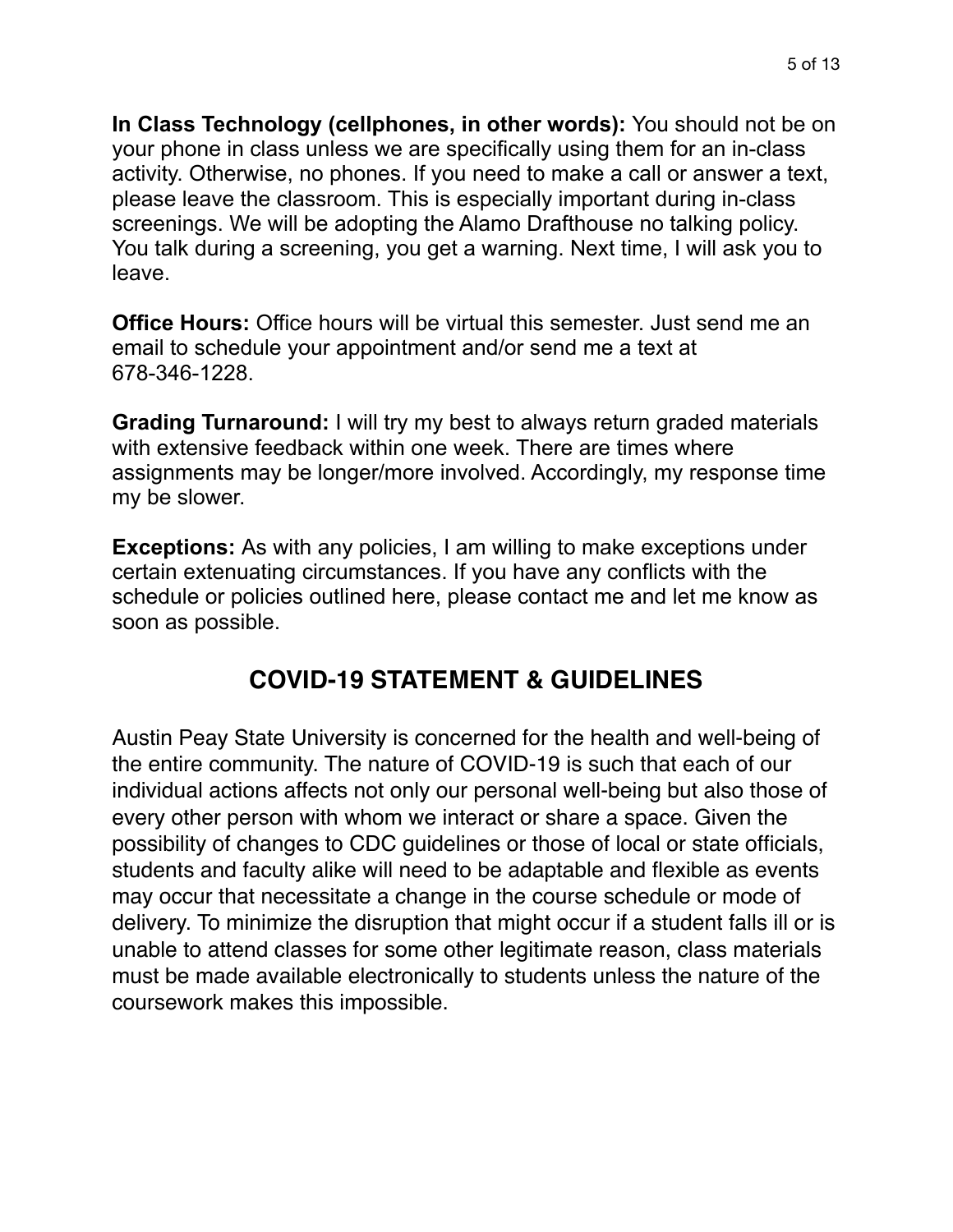**In Class Technology (cellphones, in other words):** You should not be on your phone in class unless we are specifically using them for an in-class activity. Otherwise, no phones. If you need to make a call or answer a text, please leave the classroom. This is especially important during in-class screenings. We will be adopting the Alamo Drafthouse no talking policy. You talk during a screening, you get a warning. Next time, I will ask you to leave.

**Office Hours:** Office hours will be virtual this semester. Just send me an email to schedule your appointment and/or send me a text at 678-346-1228.

**Grading Turnaround:** I will try my best to always return graded materials with extensive feedback within one week. There are times where assignments may be longer/more involved. Accordingly, my response time my be slower.

**Exceptions:** As with any policies, I am willing to make exceptions under certain extenuating circumstances. If you have any conflicts with the schedule or policies outlined here, please contact me and let me know as soon as possible.

## COVID-19 STATEMENT & GUIDELINES

Austin Peay State University is concerned for the health and well-being of the entire community. The nature of COVID-19 is such that each of our individual actions affects not only our personal well-being but also those of every other person with whom we interact or share a space. Given the possibility of changes to CDC guidelines or those of local or state officials, students and faculty alike will need to be adaptable and flexible as events may occur that necessitate a change in the course schedule or mode of delivery. To minimize the disruption that might occur if a student falls ill or is unable to attend classes for some other legitimate reason, class materials must be made available electronically to students unless the nature of the coursework makes this impossible.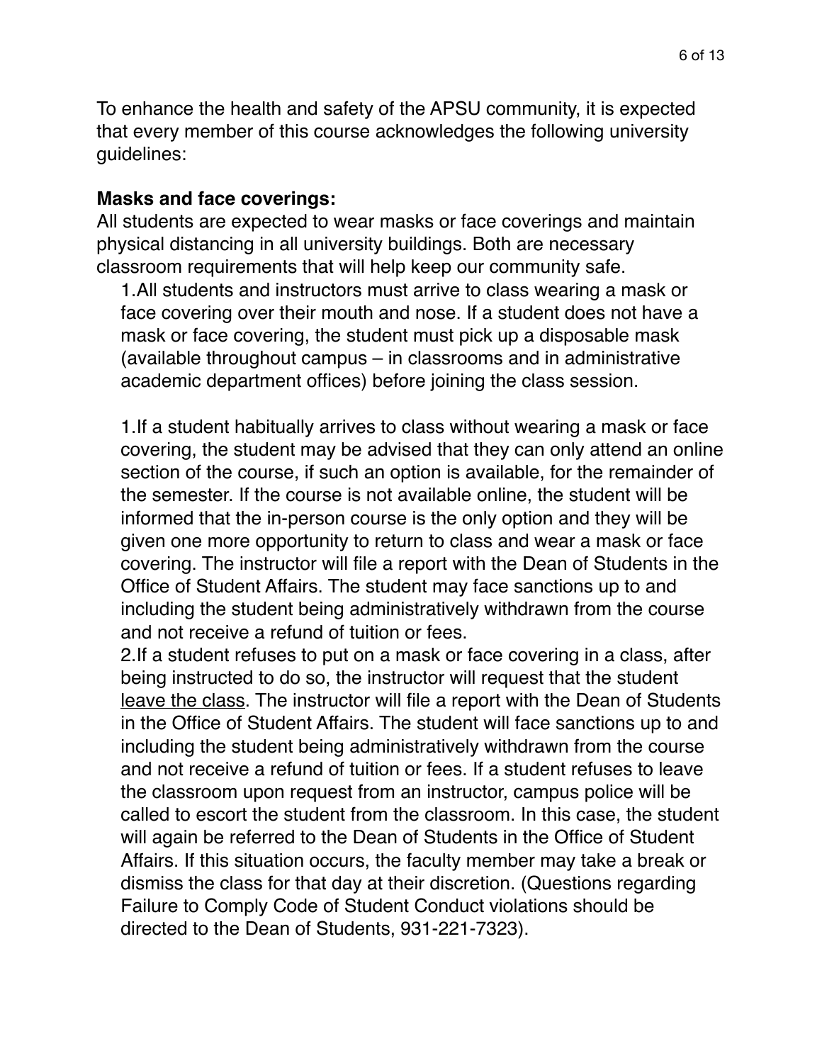To enhance the health and safety of the APSU community, it is expected that every member of this course acknowledges the following university guidelines:

**Masks and face coverings:**

All students are expected to wear masks or face coverings and maintain physical distancing in all university buildings. Both are necessary classroom requirements that will help keep our community safe.

1.All students and instructors must arrive to class wearing a mask or face covering over their mouth and nose. If a student does not have a mask or face covering, the student must pick up a disposable mask (available throughout campus – in classrooms and in administrative academic department offices) before joining the class session.

1.If a student habitually arrives to class without wearing a mask or face covering, the student may be advised that they can only attend an online section of the course, if such an option is available, for the remainder of the semester. If the course is not available online, the student will be informed that the in-person course is the only option and they will be given one more opportunity to return to class and wear a mask or face covering. The instructor will file a report with the Dean of Students in the Office of Student Affairs. The student may face sanctions up to and including the student being administratively withdrawn from the course and not receive a refund of tuition or fees.

2.If a student refuses to put on a mask or face covering in a class, after being instructed to do so, the instructor will request that the student <u>leave the class</u>. The instructor will file a report with the Dean of Students in the Office of Student Affairs. The student will face sanctions up to and including the student being administratively withdrawn from the course and not receive a refund of tuition or fees. If a student refuses to leave the classroom upon request from an instructor, campus police will be called to escort the student from the classroom. In this case, the student will again be referred to the Dean of Students in the Office of Student Affairs. If this situation occurs, the faculty member may take a break or dismiss the class for that day at their discretion. (Questions regarding Failure to Comply Code of Student Conduct violations should be directed to the Dean of Students, 931-221-7323).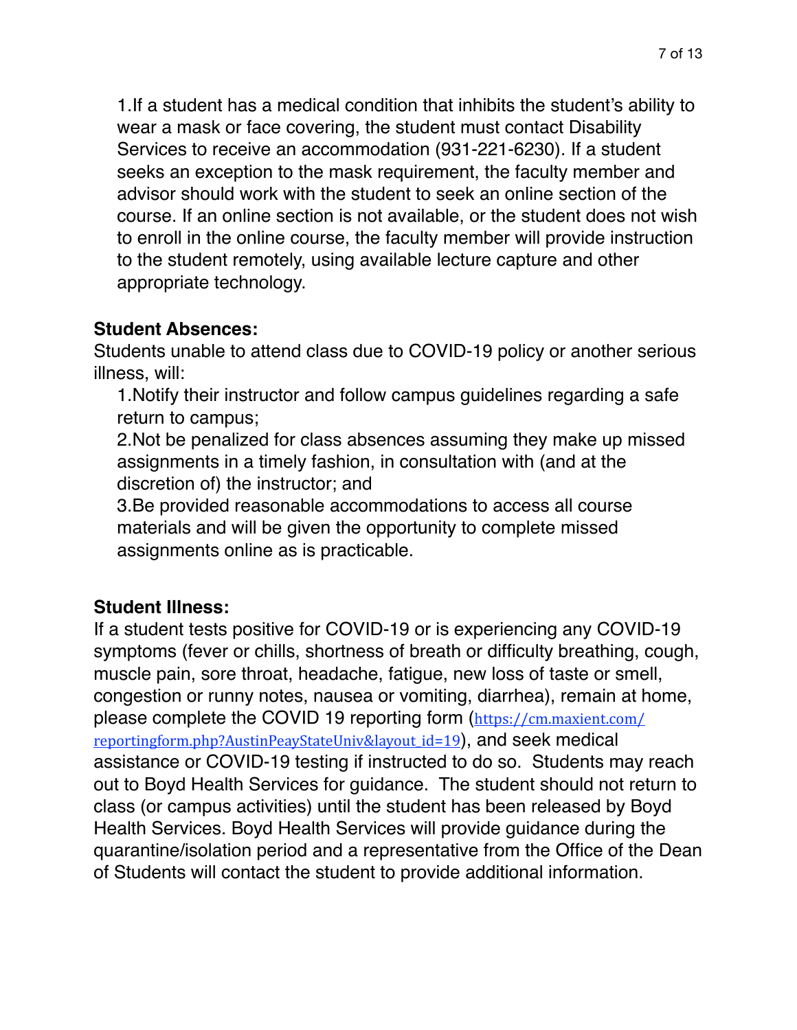1. If a student has a medical condition that inhibits the student's ability to wear a mask or face covering, the student must contact Disability Services to receive an accommodation (931-221-6230). If a student seeks an exception to the mask requirement, the faculty member and advisor should work with the student to seek an online section of the course. If an online section is not available, or the student does not wish to enroll in the online course, the faculty member will provide instruction to the student remotely, using available lecture capture and other appropriate technology.

**Student Absences:**

Students unable to attend class due to COVID-19 policy or another serious illness, will:

1. Notify their instructor and follow campus guidelines regarding a safe return to campus;
2. Not be penalized for class absences assuming they make up missed assignments in a timely fashion, in consultation with (and at the discretion of) the instructor; and
3. Be provided reasonable accommodations to access all course materials and will be given the opportunity to complete missed assignments online as is practicable.

**Student Illness:**

If a student tests positive for COVID-19 or is experiencing any COVID-19 symptoms (fever or chills, shortness of breath or difficulty breathing, cough, muscle pain, sore throat, headache, fatigue, new loss of taste or smell, congestion or runny notes, nausea or vomiting, diarrhea), remain at home, please complete the COVID 19 reporting form (https://cm.maxient.com/reportingform.php?AustinPeayStateUniv&layout_id=19), and seek medical assistance or COVID-19 testing if instructed to do so. Students may reach out to Boyd Health Services for guidance. The student should not return to class (or campus activities) until the student has been released by Boyd Health Services. Boyd Health Services will provide guidance during the quarantine/isolation period and a representative from the Office of the Dean of Students will contact the student to provide additional information.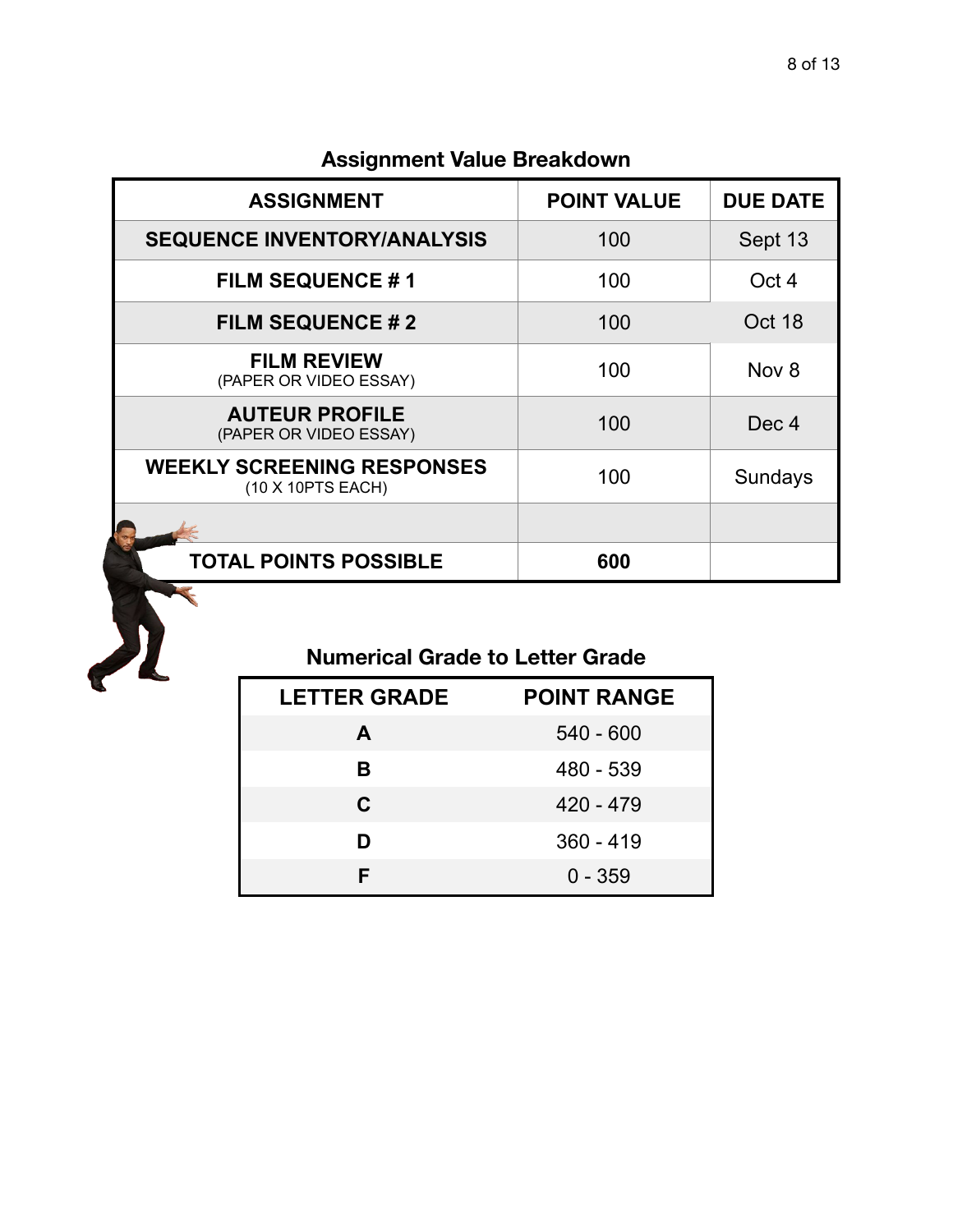## Assignment Value Breakdown

| ASSIGNMENT | POINT VALUE | DUE DATE |
|---|---|---|
| **SEQUENCE INVENTORY/ANALYSIS** | 100 | Sept 13 |
| **FILM SEQUENCE # 1** | 100 | Oct 4 |
| **FILM SEQUENCE # 2** | 100 | Oct 18 |
| **FILM REVIEW** (PAPER OR VIDEO ESSAY) | 100 | Nov 8 |
| **AUTEUR PROFILE** (PAPER OR VIDEO ESSAY) | 100 | Dec 4 |
| **WEEKLY SCREENING RESPONSES** (10 X 10PTS EACH) | 100 | Sundays |
| | | |
| **TOTAL POINTS POSSIBLE** | **600** | |

## Numerical Grade to Letter Grade

| LETTER GRADE | POINT RANGE |
|---|---|
| **A** | 540 - 600 |
| **B** | 480 - 539 |
| **C** | 420 - 479 |
| **D** | 360 - 419 |
| **F** | 0 - 359 |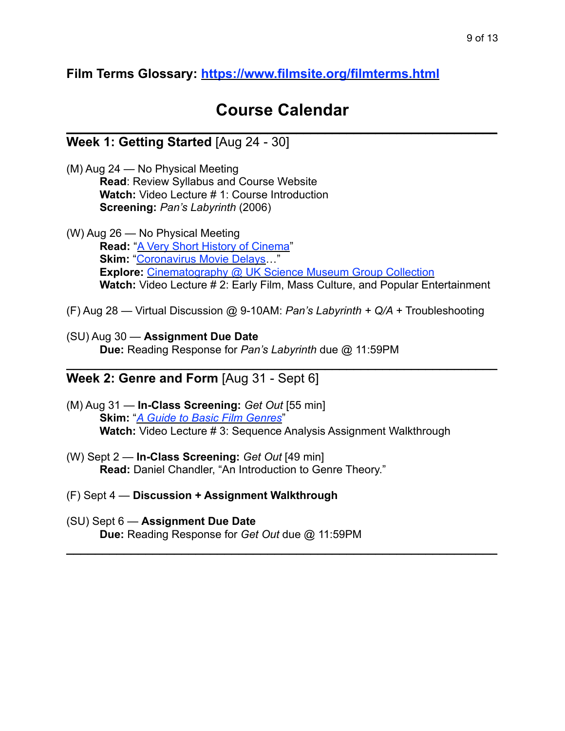**Film Terms Glossary: [https://www.filmsite.org/filmterms.html](https://www.filmsite.org/filmterms.html)**

# Course Calendar

---

## **Week 1: Getting Started** [Aug 24 - 30]

(M) Aug 24 — No Physical Meeting
- **Read**: Review Syllabus and Course Website
- **Watch:** Video Lecture # 1: Course Introduction
- **Screening:** *Pan's Labyrinth* (2006)

(W) Aug 26 — No Physical Meeting
- **Read:** "A Very Short History of Cinema"
- **Skim:** "Coronavirus Movie Delays…"
- **Explore:** Cinematography @ UK Science Museum Group Collection
- **Watch:** Video Lecture # 2: Early Film, Mass Culture, and Popular Entertainment

(F) Aug 28 — Virtual Discussion @ 9-10AM: *Pan's Labyrinth* + *Q/A* + Troubleshooting

(SU) Aug 30 — **Assignment Due Date**
- **Due:** Reading Response for *Pan's Labyrinth* due @ 11:59PM

---

## **Week 2: Genre and Form** [Aug 31 - Sept 6]

(M) Aug 31 — **In-Class Screening:** *Get Out* [55 min]
- **Skim:** "*A Guide to Basic Film Genres*"
- **Watch:** Video Lecture # 3: Sequence Analysis Assignment Walkthrough

(W) Sept 2 — **In-Class Screening:** *Get Out* [49 min]
- **Read:** Daniel Chandler, "An Introduction to Genre Theory."

(F) Sept 4 — **Discussion + Assignment Walkthrough**

(SU) Sept 6 — **Assignment Due Date**
- **Due:** Reading Response for *Get Out* due @ 11:59PM

---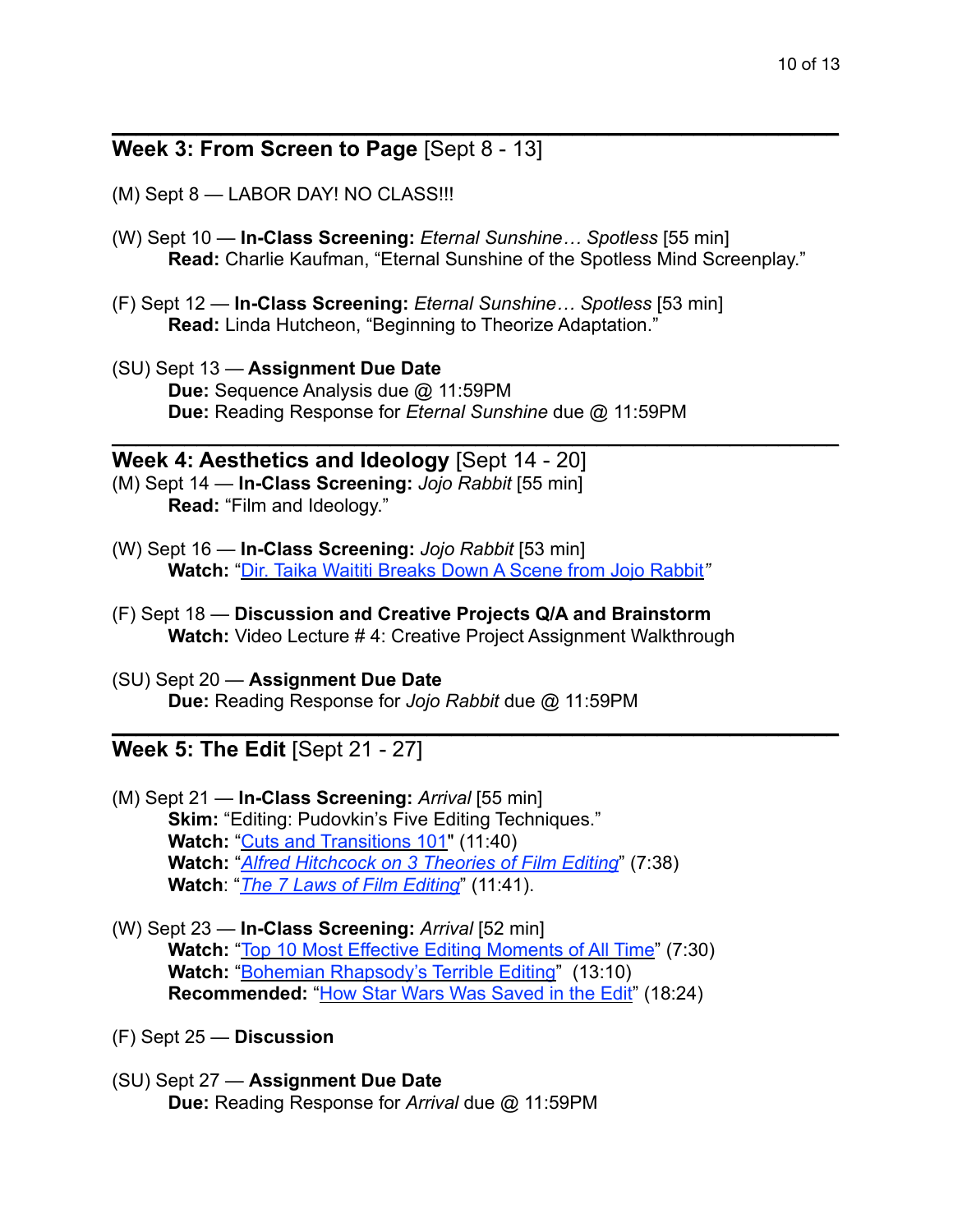## **Week 3: From Screen to Page** [Sept 8 - 13]

(M) Sept 8 — LABOR DAY! NO CLASS!!!

(W) Sept 10 — **In-Class Screening:** *Eternal Sunshine… Spotless* [55 min]
**Read:** Charlie Kaufman, "Eternal Sunshine of the Spotless Mind Screenplay."

(F) Sept 12 — **In-Class Screening:** *Eternal Sunshine… Spotless* [53 min]
**Read:** Linda Hutcheon, "Beginning to Theorize Adaptation."

(SU) Sept 13 — **Assignment Due Date**
**Due:** Sequence Analysis due @ 11:59PM
**Due:** Reading Response for *Eternal Sunshine* due @ 11:59PM

## **Week 4: Aesthetics and Ideology** [Sept 14 - 20]

(M) Sept 14 — **In-Class Screening:** *Jojo Rabbit* [55 min]
**Read:** "Film and Ideology."

(W) Sept 16 — **In-Class Screening:** *Jojo Rabbit* [53 min]
**Watch:** "Dir. Taika Waititi Breaks Down A Scene from Jojo Rabbit"

(F) Sept 18 — **Discussion and Creative Projects Q/A and Brainstorm**
**Watch:** Video Lecture # 4: Creative Project Assignment Walkthrough

(SU) Sept 20 — **Assignment Due Date**
**Due:** Reading Response for *Jojo Rabbit* due @ 11:59PM

## **Week 5: The Edit** [Sept 21 - 27]

(M) Sept 21 — **In-Class Screening:** *Arrival* [55 min]
**Skim:** "Editing: Pudovkin's Five Editing Techniques."
**Watch:** "Cuts and Transitions 101" (11:40)
**Watch:** "*Alfred Hitchcock on 3 Theories of Film Editing*" (7:38)
**Watch**: "*The 7 Laws of Film Editing*" (11:41).

(W) Sept 23 — **In-Class Screening:** *Arrival* [52 min]
**Watch:** "Top 10 Most Effective Editing Moments of All Time" (7:30)
**Watch:** "Bohemian Rhapsody's Terrible Editing" (13:10)
**Recommended:** "How Star Wars Was Saved in the Edit" (18:24)

(F) Sept 25 — **Discussion**

(SU) Sept 27 — **Assignment Due Date**
**Due:** Reading Response for *Arrival* due @ 11:59PM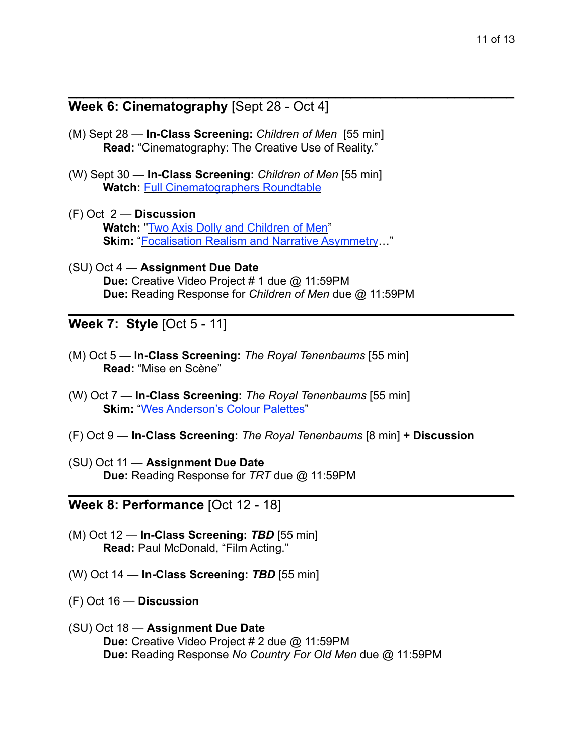## **Week 6: Cinematography** [Sept 28 - Oct 4]

(M) Sept 28 — **In-Class Screening:** *Children of Men* [55 min]
**Read:** "Cinematography: The Creative Use of Reality."

(W) Sept 30 — **In-Class Screening:** *Children of Men* [55 min]
**Watch:** Full Cinematographers Roundtable

(F) Oct 2 — **Discussion**
**Watch:** "Two Axis Dolly and Children of Men"
**Skim:** "Focalisation Realism and Narrative Asymmetry…"

(SU) Oct 4 — **Assignment Due Date**
**Due:** Creative Video Project # 1 due @ 11:59PM
**Due:** Reading Response for *Children of Men* due @ 11:59PM

## **Week 7: Style** [Oct 5 - 11]

(M) Oct 5 — **In-Class Screening:** *The Royal Tenenbaums* [55 min]
**Read:** "Mise en Scène"

(W) Oct 7 — **In-Class Screening:** *The Royal Tenenbaums* [55 min]
**Skim:** "Wes Anderson's Colour Palettes"

(F) Oct 9 — **In-Class Screening:** *The Royal Tenenbaums* [8 min] **+ Discussion**

(SU) Oct 11 — **Assignment Due Date**
**Due:** Reading Response for *TRT* due @ 11:59PM

## **Week 8: Performance** [Oct 12 - 18]

(M) Oct 12 — **In-Class Screening:** ***TBD*** [55 min]
**Read:** Paul McDonald, "Film Acting."

(W) Oct 14 — **In-Class Screening:** ***TBD*** [55 min]

(F) Oct 16 — **Discussion**

(SU) Oct 18 — **Assignment Due Date**
**Due:** Creative Video Project # 2 due @ 11:59PM
**Due:** Reading Response *No Country For Old Men* due @ 11:59PM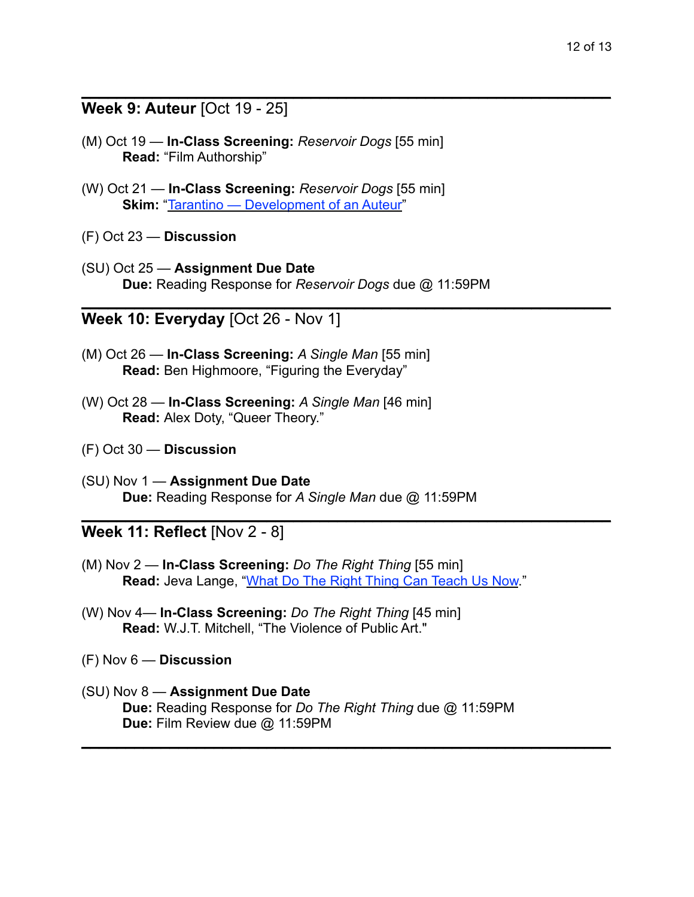## **Week 9: Auteur** [Oct 19 - 25]

(M) Oct 19 — **In-Class Screening:** *Reservoir Dogs* [55 min]
  **Read:** “Film Authorship”

(W) Oct 21 — **In-Class Screening:** *Reservoir Dogs* [55 min]
  **Skim:** “Tarantino — Development of an Auteur”

(F) Oct 23 — **Discussion**

(SU) Oct 25 — **Assignment Due Date**
  **Due:** Reading Response for *Reservoir Dogs* due @ 11:59PM

---

## **Week 10: Everyday** [Oct 26 - Nov 1]

(M) Oct 26 — **In-Class Screening:** *A Single Man* [55 min]
  **Read:** Ben Highmoore, “Figuring the Everyday”

(W) Oct 28 — **In-Class Screening:** *A Single Man* [46 min]
  **Read:** Alex Doty, “Queer Theory.”

(F) Oct 30 — **Discussion**

(SU) Nov 1 — **Assignment Due Date**
  **Due:** Reading Response for *A Single Man* due @ 11:59PM

---

## **Week 11: Reflect** [Nov 2 - 8]

(M) Nov 2 — **In-Class Screening:** *Do The Right Thing* [55 min]
  **Read:** Jeva Lange, “What Do The Right Thing Can Teach Us Now.”

(W) Nov 4— **In-Class Screening:** *Do The Right Thing* [45 min]
  **Read:** W.J.T. Mitchell, “The Violence of Public Art."

(F) Nov 6 — **Discussion**

(SU) Nov 8 — **Assignment Due Date**
  **Due:** Reading Response for *Do The Right Thing* due @ 11:59PM
  **Due:** Film Review due @ 11:59PM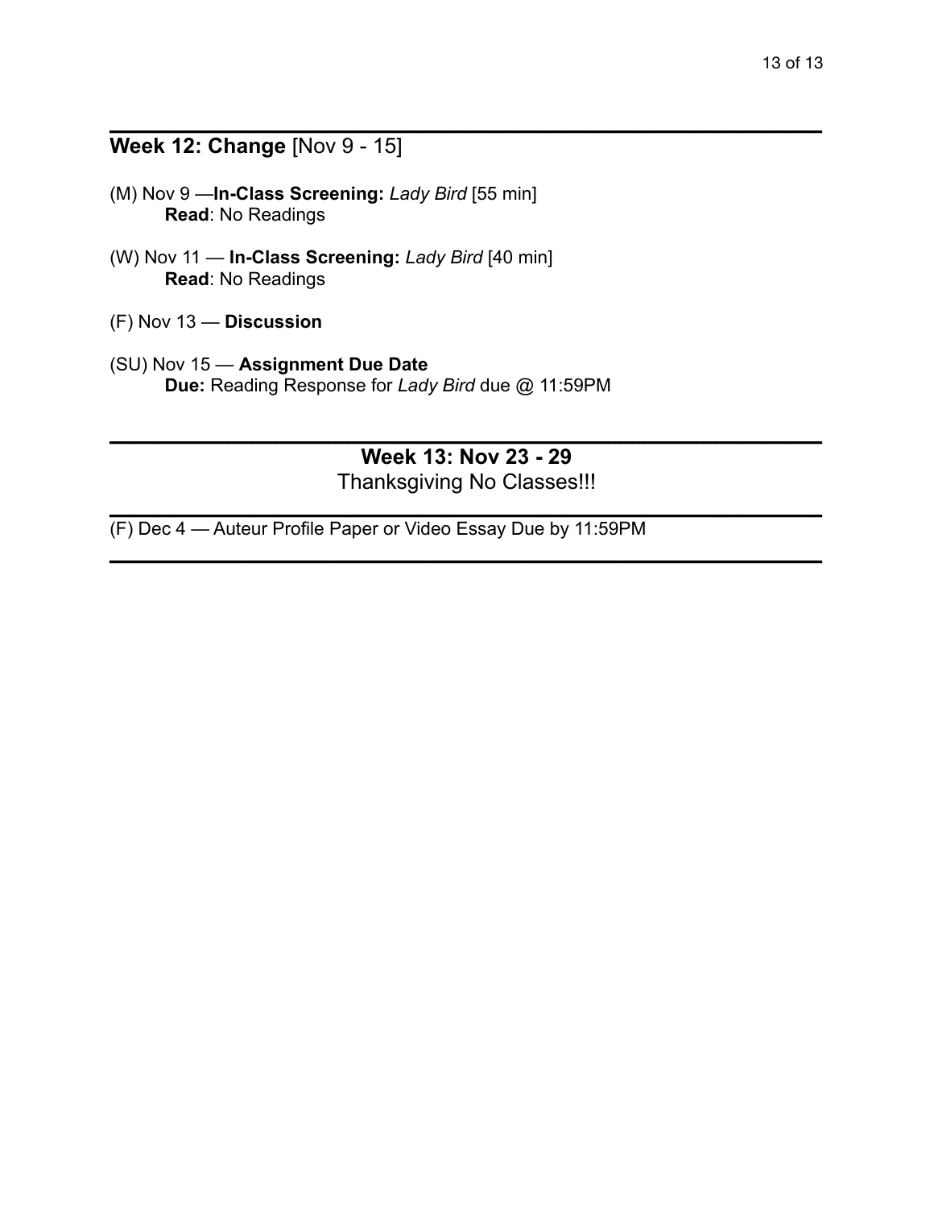## **Week 12: Change** [Nov 9 - 15]

(M) Nov 9 —**In-Class Screening:** *Lady Bird* [55 min]
**Read**: No Readings

(W) Nov 11 — **In-Class Screening:** *Lady Bird* [40 min]
**Read**: No Readings

(F) Nov 13 — **Discussion**

(SU) Nov 15 — **Assignment Due Date**
**Due:** Reading Response for *Lady Bird* due @ 11:59PM

---

## **Week 13: Nov 23 - 29**

Thanksgiving No Classes!!!

---

(F) Dec 4 — Auteur Profile Paper or Video Essay Due by 11:59PM

---